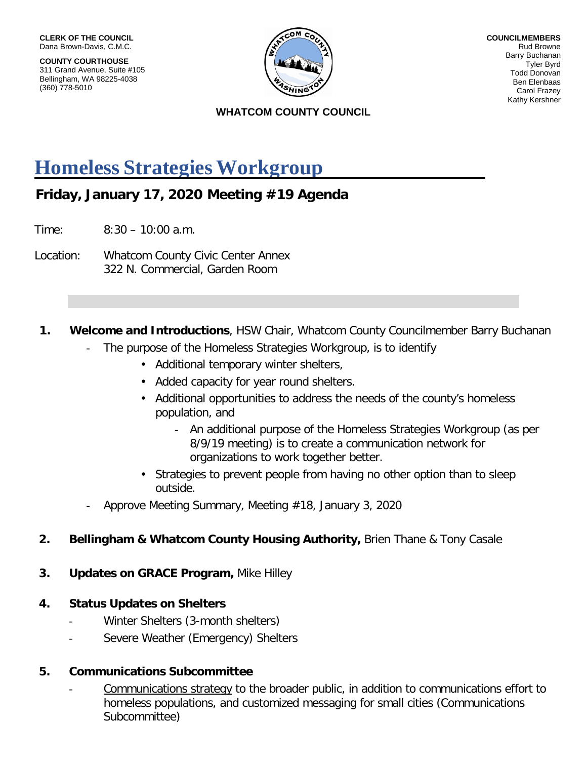**CLERK OF THE COUNCIL**
Dana Brown-Davis, C.M.C.

**COUNTY COURTHOUSE**
311 Grand Avenue, Suite #105
Bellingham, WA 98225-4038
(360) 778-5010

**COUNCILMEMBERS**
Rud Browne
Barry Buchanan
Tyler Byrd
Todd Donovan
Ben Elenbaas
Carol Frazey
Kathy Kershner

**WHATCOM COUNTY COUNCIL**

# Homeless Strategies Workgroup

## Friday, January 17, 2020 Meeting #19 Agenda

Time: 8:30 – 10:00 a.m.

Location: Whatcom County Civic Center Annex
322 N. Commercial, Garden Room

1. **Welcome and Introductions**, HSW Chair, Whatcom County Councilmember Barry Buchanan
   - The purpose of the Homeless Strategies Workgroup, is to identify
     - Additional temporary winter shelters,
     - Added capacity for year round shelters.
     - Additional opportunities to address the needs of the county's homeless population, and
       - An additional purpose of the Homeless Strategies Workgroup (as per 8/9/19 meeting) is to create a communication network for organizations to work together better.
     - Strategies to prevent people from having no other option than to sleep outside.
   - Approve Meeting Summary, Meeting #18, January 3, 2020

2. **Bellingham & Whatcom County Housing Authority,** Brien Thane & Tony Casale

3. **Updates on GRACE Program,** Mike Hilley

4. **Status Updates on Shelters**
   - Winter Shelters (3-month shelters)
   - Severe Weather (Emergency) Shelters

5. **Communications Subcommittee**
   - Communications strategy to the broader public, in addition to communications effort to homeless populations, and customized messaging for small cities (Communications Subcommittee)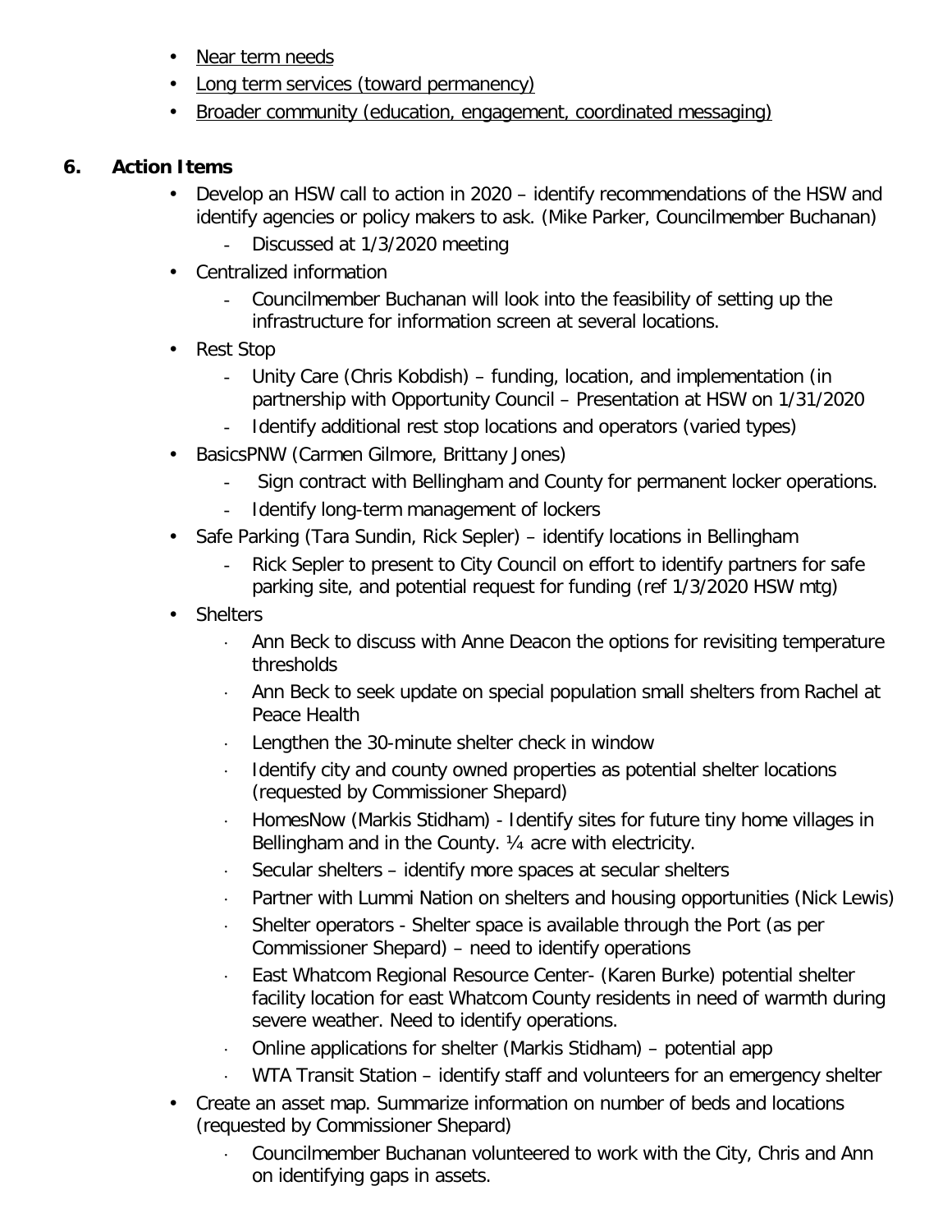- Near term needs
- Long term services (toward permanency)
- Broader community (education, engagement, coordinated messaging)

## 6. Action Items

- Develop an HSW call to action in 2020 – identify recommendations of the HSW and identify agencies or policy makers to ask. (Mike Parker, Councilmember Buchanan)
  - Discussed at 1/3/2020 meeting
- Centralized information
  - Councilmember Buchanan will look into the feasibility of setting up the infrastructure for information screen at several locations.
- Rest Stop
  - Unity Care (Chris Kobdish) – funding, location, and implementation (in partnership with Opportunity Council – Presentation at HSW on 1/31/2020
  - Identify additional rest stop locations and operators (varied types)
- BasicsPNW (Carmen Gilmore, Brittany Jones)
  - Sign contract with Bellingham and County for permanent locker operations.
  - Identify long-term management of lockers
- Safe Parking (Tara Sundin, Rick Sepler) – identify locations in Bellingham
  - Rick Sepler to present to City Council on effort to identify partners for safe parking site, and potential request for funding (ref 1/3/2020 HSW mtg)
- Shelters
  - Ann Beck to discuss with Anne Deacon the options for revisiting temperature thresholds
  - Ann Beck to seek update on special population small shelters from Rachel at Peace Health
  - Lengthen the 30-minute shelter check in window
  - Identify city and county owned properties as potential shelter locations (requested by Commissioner Shepard)
  - HomesNow (Markis Stidham) - Identify sites for future tiny home villages in Bellingham and in the County. ¼ acre with electricity.
  - Secular shelters – identify more spaces at secular shelters
  - Partner with Lummi Nation on shelters and housing opportunities (Nick Lewis)
  - Shelter operators - Shelter space is available through the Port (as per Commissioner Shepard) – need to identify operations
  - East Whatcom Regional Resource Center- (Karen Burke) potential shelter facility location for east Whatcom County residents in need of warmth during severe weather. Need to identify operations.
  - Online applications for shelter (Markis Stidham) – potential app
  - WTA Transit Station – identify staff and volunteers for an emergency shelter
- Create an asset map. Summarize information on number of beds and locations (requested by Commissioner Shepard)
  - Councilmember Buchanan volunteered to work with the City, Chris and Ann on identifying gaps in assets.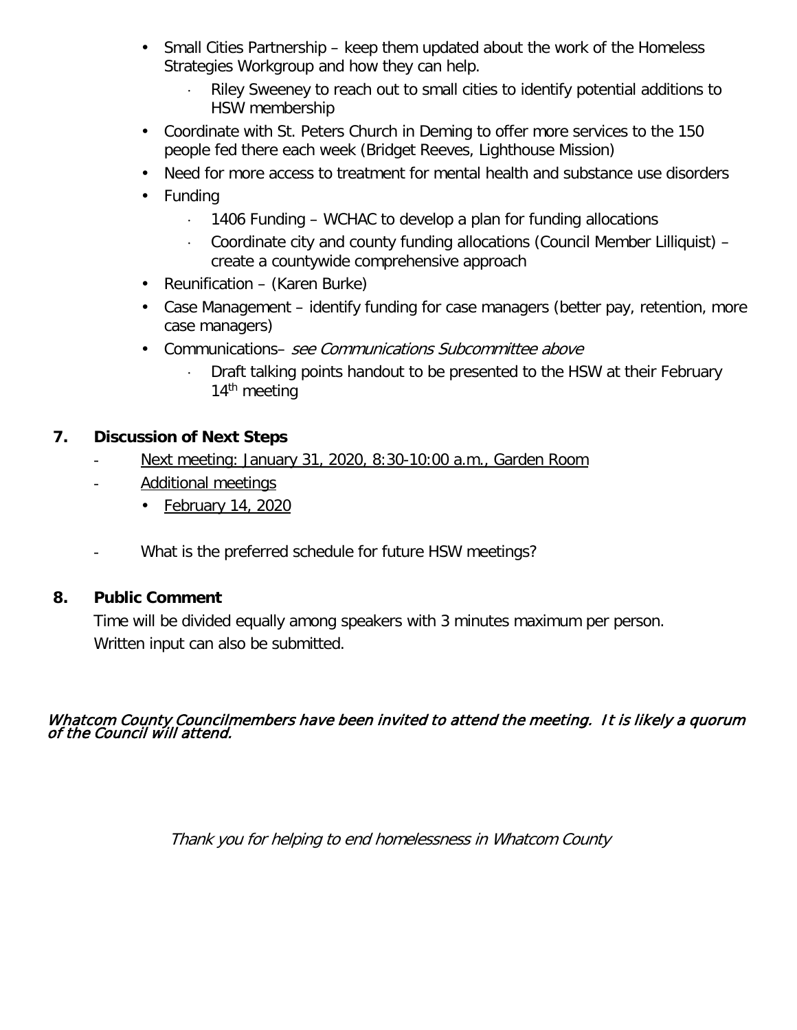- Small Cities Partnership – keep them updated about the work of the Homeless Strategies Workgroup and how they can help.
  - Riley Sweeney to reach out to small cities to identify potential additions to HSW membership
- Coordinate with St. Peters Church in Deming to offer more services to the 150 people fed there each week (Bridget Reeves, Lighthouse Mission)
- Need for more access to treatment for mental health and substance use disorders
- Funding
  - 1406 Funding – WCHAC to develop a plan for funding allocations
  - Coordinate city and county funding allocations (Council Member Lilliquist) – create a countywide comprehensive approach
- Reunification – (Karen Burke)
- Case Management – identify funding for case managers (better pay, retention, more case managers)
- Communications– *see Communications Subcommittee above*
  - Draft talking points handout to be presented to the HSW at their February 14th meeting

**7. Discussion of Next Steps**

- Next meeting: January 31, 2020, 8:30-10:00 a.m., Garden Room
- Additional meetings
  - February 14, 2020
- What is the preferred schedule for future HSW meetings?

**8. Public Comment**

Time will be divided equally among speakers with 3 minutes maximum per person. Written input can also be submitted.

***Whatcom County Councilmembers have been invited to attend the meeting. It is likely a quorum of the Council will attend.***

*Thank you for helping to end homelessness in Whatcom County*